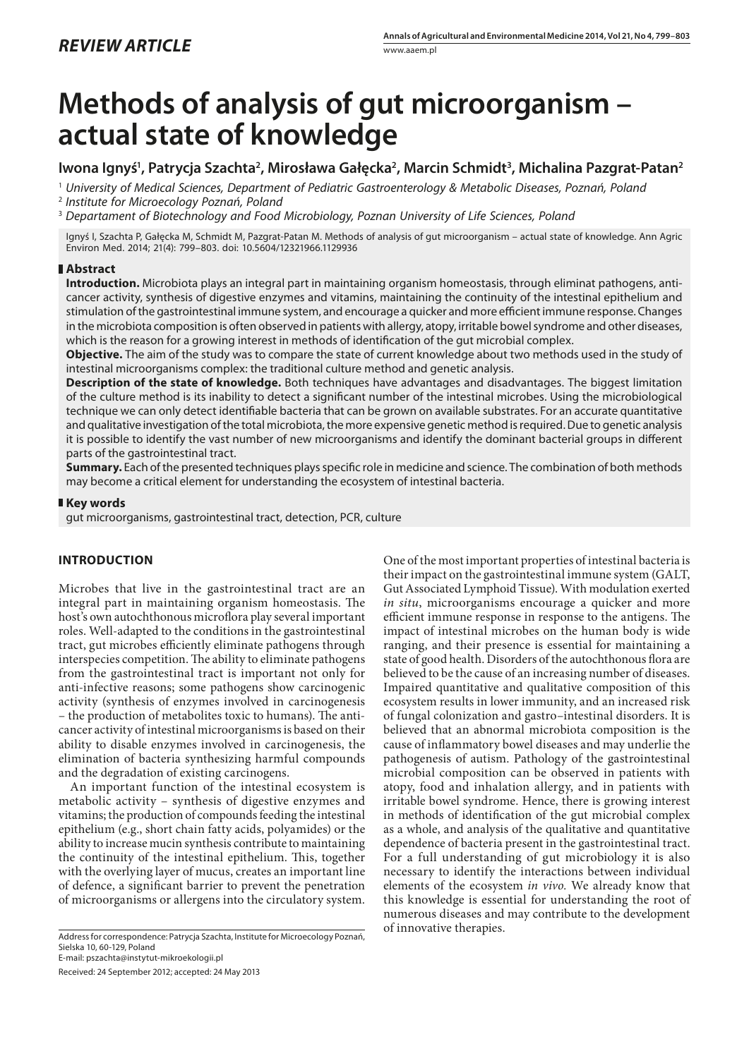*REVIEW ARTICLE*

# Methods of analysis of gut microorganism – actual state of knowledge

**Iwona Ignyś[1], Patrycja Szachta[2], Mirosława Gałęcka[2], Marcin Schmidt[3], Michalina Pazgrat-Patan[2]**

[1] *University of Medical Sciences, Department of Pediatric Gastroenterology & Metabolic Diseases, Poznań, Poland*
[2] *Institute for Microecology Poznań, Poland*
[3] *Departament of Biotechnology and Food Microbiology, Poznan University of Life Sciences, Poland*

Ignyś I, Szachta P, Gałęcka M, Schmidt M, Pazgrat-Patan M. Methods of analysis of gut microorganism – actual state of knowledge. Ann Agric Environ Med. 2014; 21(4): 799–803. doi: 10.5604/12321966.1129936

## Abstract

**Introduction.** Microbiota plays an integral part in maintaining organism homeostasis, through eliminat pathogens, anti-cancer activity, synthesis of digestive enzymes and vitamins, maintaining the continuity of the intestinal epithelium and stimulation of the gastrointestinal immune system, and encourage a quicker and more efficient immune response. Changes in the microbiota composition is often observed in patients with allergy, atopy, irritable bowel syndrome and other diseases, which is the reason for a growing interest in methods of identification of the gut microbial complex.

**Objective.** The aim of the study was to compare the state of current knowledge about two methods used in the study of intestinal microorganisms complex: the traditional culture method and genetic analysis.

**Description of the state of knowledge.** Both techniques have advantages and disadvantages. The biggest limitation of the culture method is its inability to detect a significant number of the intestinal microbes. Using the microbiological technique we can only detect identifiable bacteria that can be grown on available substrates. For an accurate quantitative and qualitative investigation of the total microbiota, the more expensive genetic method is required. Due to genetic analysis it is possible to identify the vast number of new microorganisms and identify the dominant bacterial groups in different parts of the gastrointestinal tract.

**Summary.** Each of the presented techniques plays specific role in medicine and science. The combination of both methods may become a critical element for understanding the ecosystem of intestinal bacteria.

## Key words

gut microorganisms, gastrointestinal tract, detection, PCR, culture

## INTRODUCTION

Microbes that live in the gastrointestinal tract are an integral part in maintaining organism homeostasis. The host's own autochthonous microflora play several important roles. Well-adapted to the conditions in the gastrointestinal tract, gut microbes efficiently eliminate pathogens through interspecies competition. The ability to eliminate pathogens from the gastrointestinal tract is important not only for anti-infective reasons; some pathogens show carcinogenic activity (synthesis of enzymes involved in carcinogenesis – the production of metabolites toxic to humans). The anti-cancer activity of intestinal microorganisms is based on their ability to disable enzymes involved in carcinogenesis, the elimination of bacteria synthesizing harmful compounds and the degradation of existing carcinogens.

An important function of the intestinal ecosystem is metabolic activity – synthesis of digestive enzymes and vitamins; the production of compounds feeding the intestinal epithelium (e.g., short chain fatty acids, polyamides) or the ability to increase mucin synthesis contribute to maintaining the continuity of the intestinal epithelium. This, together with the overlying layer of mucus, creates an important line of defence, a significant barrier to prevent the penetration of microorganisms or allergens into the circulatory system.

One of the most important properties of intestinal bacteria is their impact on the gastrointestinal immune system (GALT, Gut Associated Lymphoid Tissue). With modulation exerted *in situ*, microorganisms encourage a quicker and more efficient immune response in response to the antigens. The impact of intestinal microbes on the human body is wide ranging, and their presence is essential for maintaining a state of good health. Disorders of the autochthonous flora are believed to be the cause of an increasing number of diseases. Impaired quantitative and qualitative composition of this ecosystem results in lower immunity, and an increased risk of fungal colonization and gastro–intestinal disorders. It is believed that an abnormal microbiota composition is the cause of inflammatory bowel diseases and may underlie the pathogenesis of autism. Pathology of the gastrointestinal microbial composition can be observed in patients with atopy, food and inhalation allergy, and in patients with irritable bowel syndrome. Hence, there is growing interest in methods of identification of the gut microbial complex as a whole, and analysis of the qualitative and quantitative dependence of bacteria present in the gastrointestinal tract. For a full understanding of gut microbiology it is also necessary to identify the interactions between individual elements of the ecosystem *in vivo.* We already know that this knowledge is essential for understanding the root of numerous diseases and may contribute to the development of innovative therapies.

Address for correspondence: Patrycja Szachta, Institute for Microecology Poznań, Sielska 10, 60-129, Poland
E-mail: pszachta@instytut-mikroekologii.pl

Received: 24 September 2012; accepted: 24 May 2013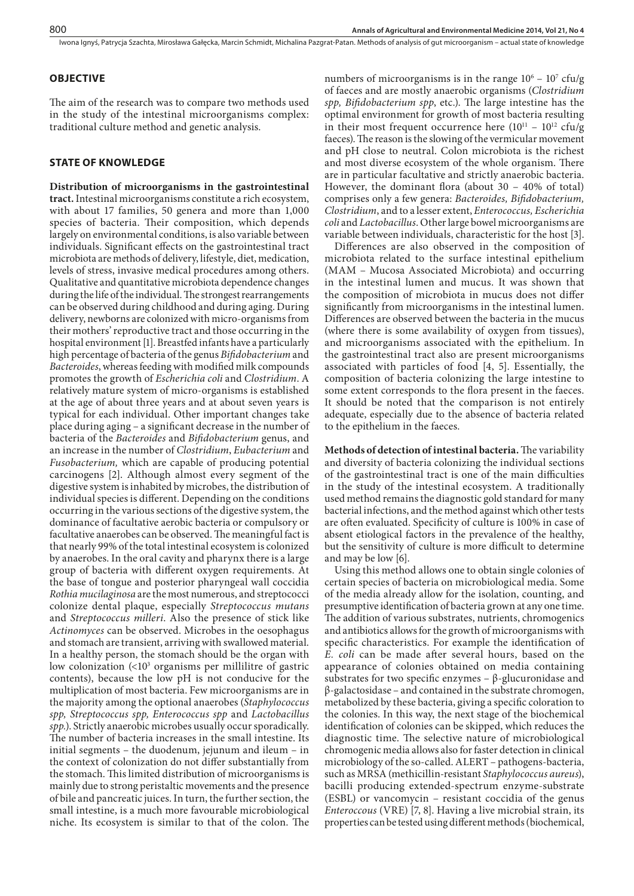## OBJECTIVE

The aim of the research was to compare two methods used in the study of the intestinal microorganisms complex: traditional culture method and genetic analysis.

## STATE OF KNOWLEDGE

**Distribution of microorganisms in the gastrointestinal tract.** Intestinal microorganisms constitute a rich ecosystem, with about 17 families, 50 genera and more than 1,000 species of bacteria. Their composition, which depends largely on environmental conditions, is also variable between individuals. Significant effects on the gastrointestinal tract microbiota are methods of delivery, lifestyle, diet, medication, levels of stress, invasive medical procedures among others. Qualitative and quantitative microbiota dependence changes during the life of the individual. The strongest rearrangements can be observed during childhood and during aging. During delivery, newborns are colonized with micro-organisms from their mothers' reproductive tract and those occurring in the hospital environment [1]. Breastfed infants have a particularly high percentage of bacteria of the genus *Bifidobacterium* and *Bacteroides*, whereas feeding with modified milk compounds promotes the growth of *Escherichia coli* and *Clostridium*. A relatively mature system of micro-organisms is established at the age of about three years and at about seven years is typical for each individual. Other important changes take place during aging – a significant decrease in the number of bacteria of the *Bacteroides* and *Bifidobacterium* genus, and an increase in the number of *Clostridium*, *Eubacterium* and *Fusobacterium,* which are capable of producing potential carcinogens [2]. Although almost every segment of the digestive system is inhabited by microbes, the distribution of individual species is different. Depending on the conditions occurring in the various sections of the digestive system, the dominance of facultative aerobic bacteria or compulsory or facultative anaerobes can be observed. The meaningful fact is that nearly 99% of the total intestinal ecosystem is colonized by anaerobes. In the oral cavity and pharynx there is a large group of bacteria with different oxygen requirements. At the base of tongue and posterior pharyngeal wall coccidia *Rothia mucilaginosa* are the most numerous, and streptococci colonize dental plaque, especially *Streptococcus mutans* and *Streptococcus milleri*. Also the presence of stick like *Actinomyces* can be observed. Microbes in the oesophagus and stomach are transient, arriving with swallowed material. In a healthy person, the stomach should be the organ with low colonization (<$10^3$ organisms per millilitre of gastric contents), because the low pH is not conducive for the multiplication of most bacteria. Few microorganisms are in the majority among the optional anaerobes (*Staphylococcus spp, Streptococcus spp, Enterococcus spp* and *Lactobacillus spp.*). Strictly anaerobic microbes usually occur sporadically. The number of bacteria increases in the small intestine. Its initial segments – the duodenum, jejunum and ileum – in the context of colonization do not differ substantially from the stomach. This limited distribution of microorganisms is mainly due to strong peristaltic movements and the presence of bile and pancreatic juices. In turn, the further section, the small intestine, is a much more favourable microbiological niche. Its ecosystem is similar to that of the colon. The numbers of microorganisms is in the range $10^6$ – $10^7$ cfu/g of faeces and are mostly anaerobic organisms (*Clostridium spp, Bifidobacterium spp*, etc.). The large intestine has the optimal environment for growth of most bacteria resulting in their most frequent occurrence here ($10^{11}$ – $10^{12}$ cfu/g faeces). The reason is the slowing of the vermicular movement and pH close to neutral. Colon microbiota is the richest and most diverse ecosystem of the whole organism. There are in particular facultative and strictly anaerobic bacteria. However, the dominant flora (about 30 – 40% of total) comprises only a few genera: *Bacteroides, Bifidobacterium, Clostridium*, and to a lesser extent, *Enterococcus, Escherichia coli* and *Lactobacillus*. Other large bowel microorganisms are variable between individuals, characteristic for the host [3].

Differences are also observed in the composition of microbiota related to the surface intestinal epithelium (MAM – Mucosa Associated Microbiota) and occurring in the intestinal lumen and mucus. It was shown that the composition of microbiota in mucus does not differ significantly from microorganisms in the intestinal lumen. Differences are observed between the bacteria in the mucus (where there is some availability of oxygen from tissues), and microorganisms associated with the epithelium. In the gastrointestinal tract also are present microorganisms associated with particles of food [4, 5]. Essentially, the composition of bacteria colonizing the large intestine to some extent corresponds to the flora present in the faeces. It should be noted that the comparison is not entirely adequate, especially due to the absence of bacteria related to the epithelium in the faeces.

**Methods of detection of intestinal bacteria.** The variability and diversity of bacteria colonizing the individual sections of the gastrointestinal tract is one of the main difficulties in the study of the intestinal ecosystem. A traditionally used method remains the diagnostic gold standard for many bacterial infections, and the method against which other tests are often evaluated. Specificity of culture is 100% in case of absent etiological factors in the prevalence of the healthy, but the sensitivity of culture is more difficult to determine and may be low [6].

Using this method allows one to obtain single colonies of certain species of bacteria on microbiological media. Some of the media already allow for the isolation, counting, and presumptive identification of bacteria grown at any one time. The addition of various substrates, nutrients, chromogenics and antibiotics allows for the growth of microorganisms with specific characteristics. For example the identification of *E. coli* can be made after several hours, based on the appearance of colonies obtained on media containing substrates for two specific enzymes – β-glucuronidase and β-galactosidase – and contained in the substrate chromogen, metabolized by these bacteria, giving a specific coloration to the colonies. In this way, the next stage of the biochemical identification of colonies can be skipped, which reduces the diagnostic time. The selective nature of microbiological chromogenic media allows also for faster detection in clinical microbiology of the so-called. ALERT – pathogens-bacteria, such as MRSA (methicillin-resistant *Staphylococcus aureus*), bacilli producing extended-spectrum enzyme-substrate (ESBL) or vancomycin – resistant coccidia of the genus *Enteroccous* (VRE) [7, 8]. Having a live microbial strain, its properties can be tested using different methods (biochemical,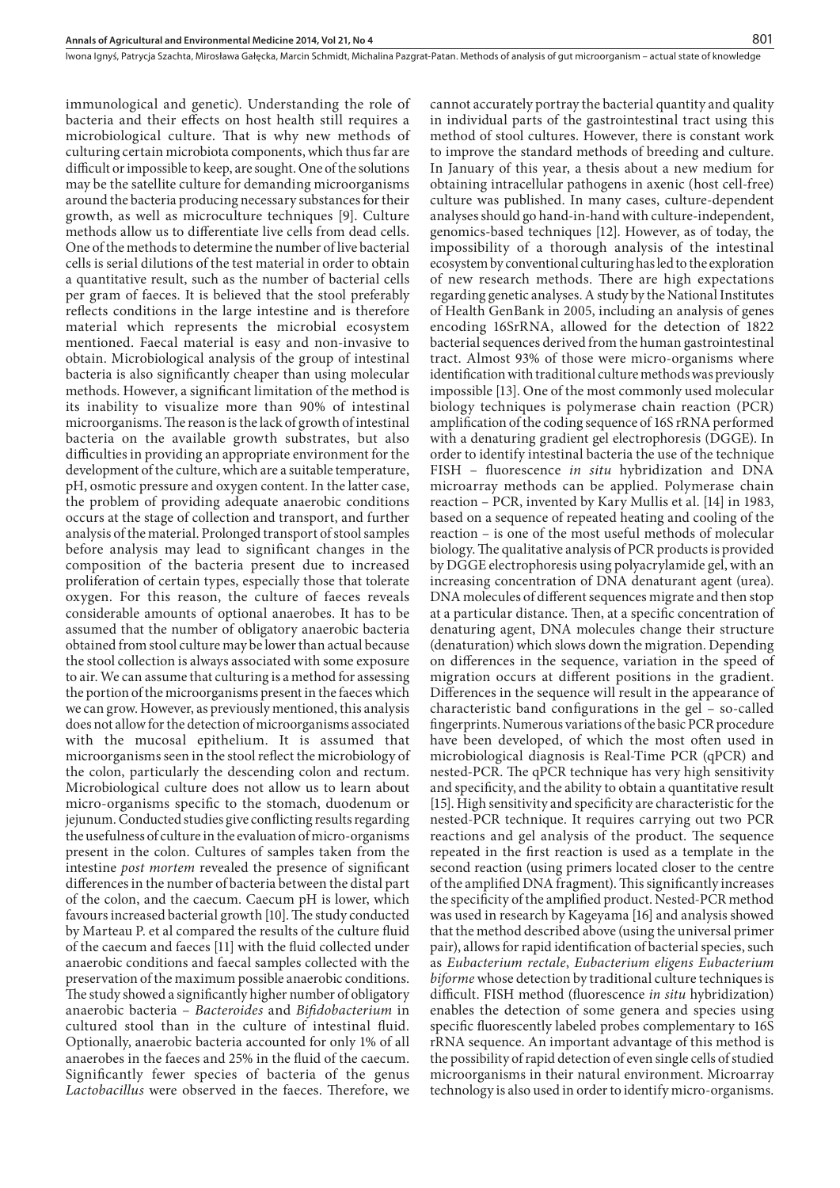immunological and genetic). Understanding the role of bacteria and their effects on host health still requires a microbiological culture. That is why new methods of culturing certain microbiota components, which thus far are difficult or impossible to keep, are sought. One of the solutions may be the satellite culture for demanding microorganisms around the bacteria producing necessary substances for their growth, as well as microculture techniques [9]. Culture methods allow us to differentiate live cells from dead cells. One of the methods to determine the number of live bacterial cells is serial dilutions of the test material in order to obtain a quantitative result, such as the number of bacterial cells per gram of faeces. It is believed that the stool preferably reflects conditions in the large intestine and is therefore material which represents the microbial ecosystem mentioned. Faecal material is easy and non-invasive to obtain. Microbiological analysis of the group of intestinal bacteria is also significantly cheaper than using molecular methods. However, a significant limitation of the method is its inability to visualize more than 90% of intestinal microorganisms. The reason is the lack of growth of intestinal bacteria on the available growth substrates, but also difficulties in providing an appropriate environment for the development of the culture, which are a suitable temperature, pH, osmotic pressure and oxygen content. In the latter case, the problem of providing adequate anaerobic conditions occurs at the stage of collection and transport, and further analysis of the material. Prolonged transport of stool samples before analysis may lead to significant changes in the composition of the bacteria present due to increased proliferation of certain types, especially those that tolerate oxygen. For this reason, the culture of faeces reveals considerable amounts of optional anaerobes. It has to be assumed that the number of obligatory anaerobic bacteria obtained from stool culture may be lower than actual because the stool collection is always associated with some exposure to air. We can assume that culturing is a method for assessing the portion of the microorganisms present in the faeces which we can grow. However, as previously mentioned, this analysis does not allow for the detection of microorganisms associated with the mucosal epithelium. It is assumed that microorganisms seen in the stool reflect the microbiology of the colon, particularly the descending colon and rectum. Microbiological culture does not allow us to learn about micro-organisms specific to the stomach, duodenum or jejunum. Conducted studies give conflicting results regarding the usefulness of culture in the evaluation of micro-organisms present in the colon. Cultures of samples taken from the intestine *post mortem* revealed the presence of significant differences in the number of bacteria between the distal part of the colon, and the caecum. Caecum pH is lower, which favours increased bacterial growth [10]. The study conducted by Marteau P. et al compared the results of the culture fluid of the caecum and faeces [11] with the fluid collected under anaerobic conditions and faecal samples collected with the preservation of the maximum possible anaerobic conditions. The study showed a significantly higher number of obligatory anaerobic bacteria – *Bacteroides* and *Bifidobacterium* in cultured stool than in the culture of intestinal fluid. Optionally, anaerobic bacteria accounted for only 1% of all anaerobes in the faeces and 25% in the fluid of the caecum. Significantly fewer species of bacteria of the genus *Lactobacillus* were observed in the faeces. Therefore, we cannot accurately portray the bacterial quantity and quality in individual parts of the gastrointestinal tract using this method of stool cultures. However, there is constant work to improve the standard methods of breeding and culture. In January of this year, a thesis about a new medium for obtaining intracellular pathogens in axenic (host cell-free) culture was published. In many cases, culture-dependent analyses should go hand-in-hand with culture-independent, genomics-based techniques [12]. However, as of today, the impossibility of a thorough analysis of the intestinal ecosystem by conventional culturing has led to the exploration of new research methods. There are high expectations regarding genetic analyses. A study by the National Institutes of Health GenBank in 2005, including an analysis of genes encoding 16SrRNA, allowed for the detection of 1822 bacterial sequences derived from the human gastrointestinal tract. Almost 93% of those were micro-organisms where identification with traditional culture methods was previously impossible [13]. One of the most commonly used molecular biology techniques is polymerase chain reaction (PCR) amplification of the coding sequence of 16S rRNA performed with a denaturing gradient gel electrophoresis (DGGE). In order to identify intestinal bacteria the use of the technique FISH – fluorescence *in situ* hybridization and DNA microarray methods can be applied. Polymerase chain reaction – PCR, invented by Kary Mullis et al. [14] in 1983, based on a sequence of repeated heating and cooling of the reaction – is one of the most useful methods of molecular biology. The qualitative analysis of PCR products is provided by DGGE electrophoresis using polyacrylamide gel, with an increasing concentration of DNA denaturant agent (urea). DNA molecules of different sequences migrate and then stop at a particular distance. Then, at a specific concentration of denaturing agent, DNA molecules change their structure (denaturation) which slows down the migration. Depending on differences in the sequence, variation in the speed of migration occurs at different positions in the gradient. Differences in the sequence will result in the appearance of characteristic band configurations in the gel – so-called fingerprints. Numerous variations of the basic PCR procedure have been developed, of which the most often used in microbiological diagnosis is Real-Time PCR (qPCR) and nested-PCR. The qPCR technique has very high sensitivity and specificity, and the ability to obtain a quantitative result [15]. High sensitivity and specificity are characteristic for the nested-PCR technique. It requires carrying out two PCR reactions and gel analysis of the product. The sequence repeated in the first reaction is used as a template in the second reaction (using primers located closer to the centre of the amplified DNA fragment). This significantly increases the specificity of the amplified product. Nested-PCR method was used in research by Kageyama [16] and analysis showed that the method described above (using the universal primer pair), allows for rapid identification of bacterial species, such as *Eubacterium rectale*, *Eubacterium eligens Eubacterium biforme* whose detection by traditional culture techniques is difficult. FISH method (fluorescence *in situ* hybridization) enables the detection of some genera and species using specific fluorescently labeled probes complementary to 16S rRNA sequence. An important advantage of this method is the possibility of rapid detection of even single cells of studied microorganisms in their natural environment. Microarray technology is also used in order to identify micro-organisms.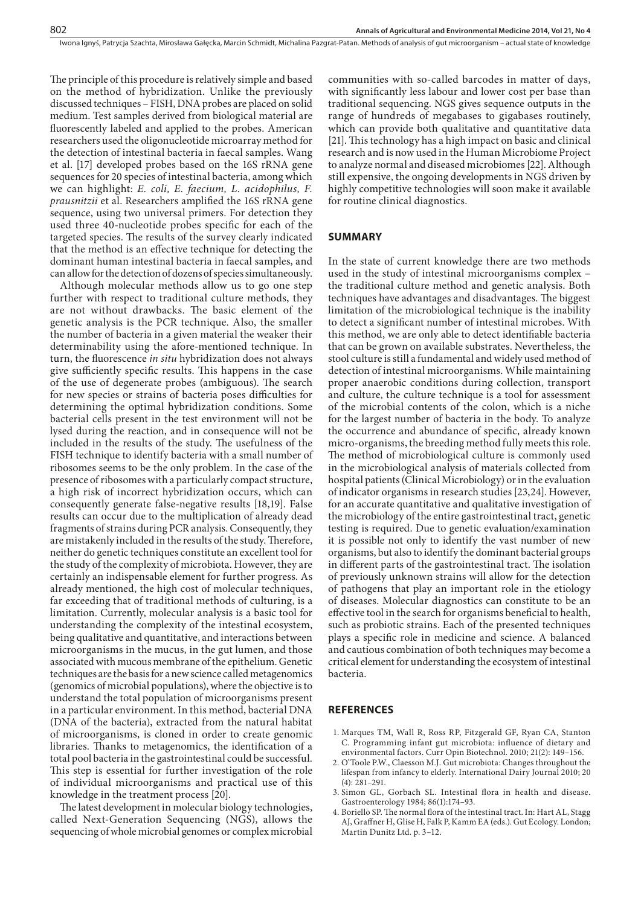The principle of this procedure is relatively simple and based on the method of hybridization. Unlike the previously discussed techniques – FISH, DNA probes are placed on solid medium. Test samples derived from biological material are fluorescently labeled and applied to the probes. American researchers used the oligonucleotide microarray method for the detection of intestinal bacteria in faecal samples. Wang et al. [17] developed probes based on the 16S rRNA gene sequences for 20 species of intestinal bacteria, among which we can highlight: *E. coli, E. faecium, L. acidophilus, F. prausnitzii* et al. Researchers amplified the 16S rRNA gene sequence, using two universal primers. For detection they used three 40-nucleotide probes specific for each of the targeted species. The results of the survey clearly indicated that the method is an effective technique for detecting the dominant human intestinal bacteria in faecal samples, and can allow for the detection of dozens of species simultaneously.

Although molecular methods allow us to go one step further with respect to traditional culture methods, they are not without drawbacks. The basic element of the genetic analysis is the PCR technique. Also, the smaller the number of bacteria in a given material the weaker their determinability using the afore-mentioned technique. In turn, the fluorescence *in situ* hybridization does not always give sufficiently specific results. This happens in the case of the use of degenerate probes (ambiguous). The search for new species or strains of bacteria poses difficulties for determining the optimal hybridization conditions. Some bacterial cells present in the test environment will not be lysed during the reaction, and in consequence will not be included in the results of the study. The usefulness of the FISH technique to identify bacteria with a small number of ribosomes seems to be the only problem. In the case of the presence of ribosomes with a particularly compact structure, a high risk of incorrect hybridization occurs, which can consequently generate false-negative results [18,19]. False results can occur due to the multiplication of already dead fragments of strains during PCR analysis. Consequently, they are mistakenly included in the results of the study. Therefore, neither do genetic techniques constitute an excellent tool for the study of the complexity of microbiota. However, they are certainly an indispensable element for further progress. As already mentioned, the high cost of molecular techniques, far exceeding that of traditional methods of culturing, is a limitation. Currently, molecular analysis is a basic tool for understanding the complexity of the intestinal ecosystem, being qualitative and quantitative, and interactions between microorganisms in the mucus, in the gut lumen, and those associated with mucous membrane of the epithelium. Genetic techniques are the basis for a new science called metagenomics (genomics of microbial populations), where the objective is to understand the total population of microorganisms present in a particular environment. In this method, bacterial DNA (DNA of the bacteria), extracted from the natural habitat of microorganisms, is cloned in order to create genomic libraries. Thanks to metagenomics, the identification of a total pool bacteria in the gastrointestinal could be successful. This step is essential for further investigation of the role of individual microorganisms and practical use of this knowledge in the treatment process [20].

The latest development in molecular biology technologies, called Next-Generation Sequencing (NGS), allows the sequencing of whole microbial genomes or complex microbial communities with so-called barcodes in matter of days, with significantly less labour and lower cost per base than traditional sequencing. NGS gives sequence outputs in the range of hundreds of megabases to gigabases routinely, which can provide both qualitative and quantitative data [21]. This technology has a high impact on basic and clinical research and is now used in the Human Microbiome Project to analyze normal and diseased microbiomes [22]. Although still expensive, the ongoing developments in NGS driven by highly competitive technologies will soon make it available for routine clinical diagnostics.

## SUMMARY

In the state of current knowledge there are two methods used in the study of intestinal microorganisms complex – the traditional culture method and genetic analysis. Both techniques have advantages and disadvantages. The biggest limitation of the microbiological technique is the inability to detect a significant number of intestinal microbes. With this method, we are only able to detect identifiable bacteria that can be grown on available substrates. Nevertheless, the stool culture is still a fundamental and widely used method of detection of intestinal microorganisms. While maintaining proper anaerobic conditions during collection, transport and culture, the culture technique is a tool for assessment of the microbial contents of the colon, which is a niche for the largest number of bacteria in the body. To analyze the occurrence and abundance of specific, already known micro-organisms, the breeding method fully meets this role. The method of microbiological culture is commonly used in the microbiological analysis of materials collected from hospital patients (Clinical Microbiology) or in the evaluation of indicator organisms in research studies [23,24]. However, for an accurate quantitative and qualitative investigation of the microbiology of the entire gastrointestinal tract, genetic testing is required. Due to genetic evaluation/examination it is possible not only to identify the vast number of new organisms, but also to identify the dominant bacterial groups in different parts of the gastrointestinal tract. The isolation of previously unknown strains will allow for the detection of pathogens that play an important role in the etiology of diseases. Molecular diagnostics can constitute to be an effective tool in the search for organisms beneficial to health, such as probiotic strains. Each of the presented techniques plays a specific role in medicine and science. A balanced and cautious combination of both techniques may become a critical element for understanding the ecosystem of intestinal bacteria.

## REFERENCES

1. Marques TM, Wall R, Ross RP, Fitzgerald GF, Ryan CA, Stanton C. Programming infant gut microbiota: influence of dietary and environmental factors. Curr Opin Biotechnol. 2010; 21(2): 149–156.
2. O'Toole P.W., Claesson M.J. Gut microbiota: Changes throughout the lifespan from infancy to elderly. International Dairy Journal 2010; 20 (4): 281–291.
3. Simon GL, Gorbach SL. Intestinal flora in health and disease. Gastroenterology 1984; 86(1):174–93.
4. Boriello SP. The normal flora of the intestinal tract. In: Hart AL, Stagg AJ, Graffner H, Glise H, Falk P, Kamm EA (eds.). Gut Ecology. London; Martin Dunitz Ltd. p. 3–12.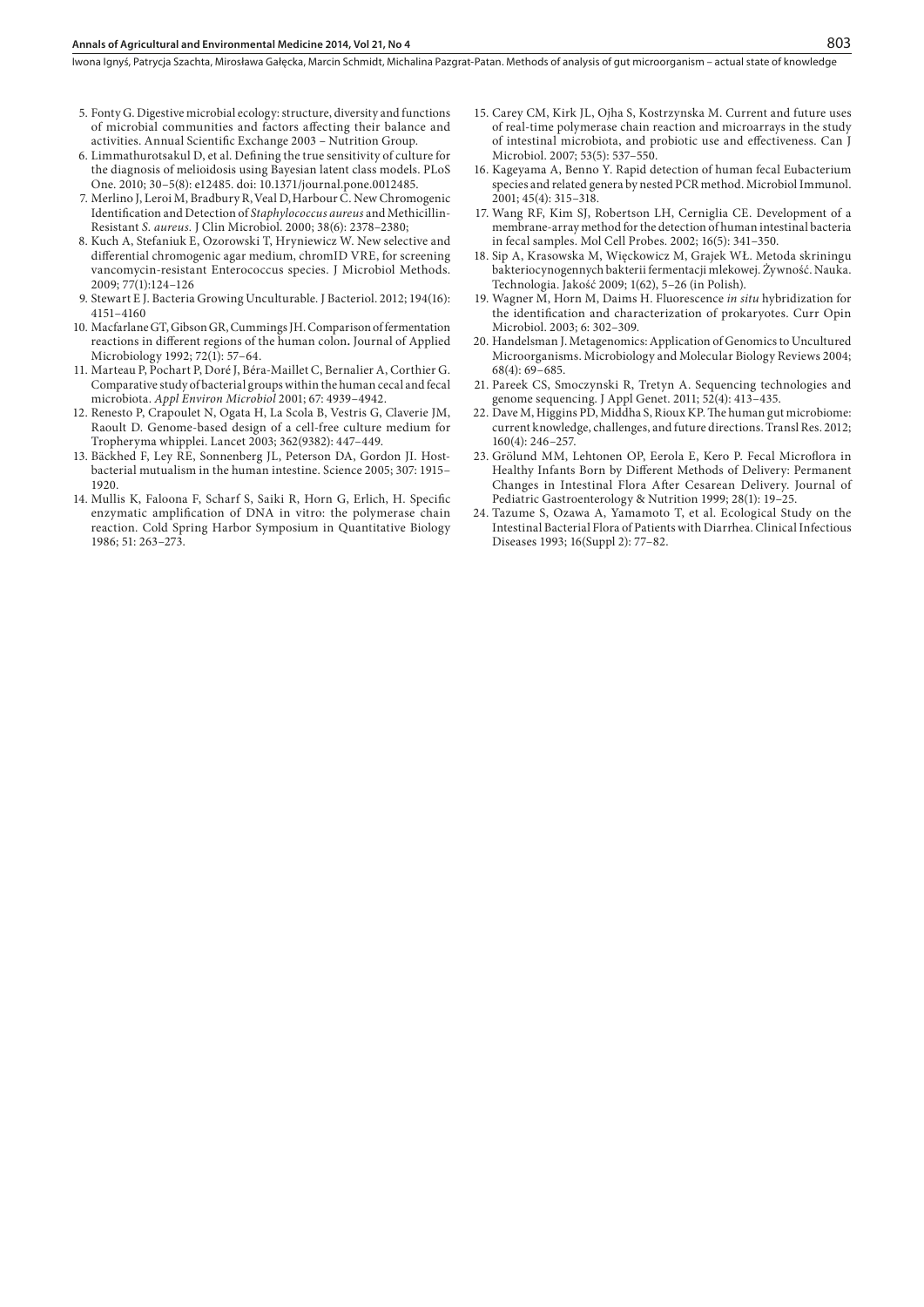5. Fonty G. Digestive microbial ecology: structure, diversity and functions of microbial communities and factors affecting their balance and activities. Annual Scientific Exchange 2003 – Nutrition Group.
6. Limmathurotsakul D, et al. Defining the true sensitivity of culture for the diagnosis of melioidosis using Bayesian latent class models. PLoS One. 2010; 30–5(8): e12485. doi: 10.1371/journal.pone.0012485.
7. Merlino J, Leroi M, Bradbury R, Veal D, Harbour C. New Chromogenic Identification and Detection of *Staphylococcus aureus* and Methicillin-Resistant *S. aureus*. J Clin Microbiol. 2000; 38(6): 2378–2380;
8. Kuch A, Stefaniuk E, Ozorowski T, Hryniewicz W. New selective and differential chromogenic agar medium, chromID VRE, for screening vancomycin-resistant Enterococcus species. J Microbiol Methods. 2009; 77(1):124–126
9. Stewart E J. Bacteria Growing Unculturable. J Bacteriol. 2012; 194(16): 4151–4160
10. Macfarlane GT, Gibson GR, Cummings JH. Comparison of fermentation reactions in different regions of the human colon**.** Journal of Applied Microbiology 1992; 72(1): 57–64.
11. Marteau P, Pochart P, Doré J, Béra-Maillet C, Bernalier A, Corthier G. Comparative study of bacterial groups within the human cecal and fecal microbiota. *Appl Environ Microbiol* 2001; 67: 4939–4942.
12. Renesto P, Crapoulet N, Ogata H, La Scola B, Vestris G, Claverie JM, Raoult D. Genome-based design of a cell-free culture medium for Tropheryma whipplei. Lancet 2003; 362(9382): 447–449.
13. Bäckhed F, Ley RE, Sonnenberg JL, Peterson DA, Gordon JI. Host-bacterial mutualism in the human intestine. Science 2005; 307: 1915–1920.
14. Mullis K, Faloona F, Scharf S, Saiki R, Horn G, Erlich, H. Specific enzymatic amplification of DNA in vitro: the polymerase chain reaction. Cold Spring Harbor Symposium in Quantitative Biology 1986; 51: 263–273.
15. Carey CM, Kirk JL, Ojha S, Kostrzynska M. Current and future uses of real-time polymerase chain reaction and microarrays in the study of intestinal microbiota, and probiotic use and effectiveness. Can J Microbiol. 2007; 53(5): 537–550.
16. Kageyama A, Benno Y. Rapid detection of human fecal Eubacterium species and related genera by nested PCR method. Microbiol Immunol. 2001; 45(4): 315–318.
17. Wang RF, Kim SJ, Robertson LH, Cerniglia CE. Development of a membrane-array method for the detection of human intestinal bacteria in fecal samples. Mol Cell Probes. 2002; 16(5): 341–350.
18. Sip A, Krasowska M, Więckowicz M, Grajek WŁ. Metoda skriningu bakteriocynogennych bakterii fermentacji mlekowej. Żywność. Nauka. Technologia. Jakość 2009; 1(62), 5–26 (in Polish).
19. Wagner M, Horn M, Daims H. Fluorescence *in situ* hybridization for the identification and characterization of prokaryotes. Curr Opin Microbiol. 2003; 6: 302–309.
20. Handelsman J. Metagenomics: Application of Genomics to Uncultured Microorganisms. Microbiology and Molecular Biology Reviews 2004; 68(4): 69–685.
21. Pareek CS, Smoczynski R, Tretyn A. Sequencing technologies and genome sequencing. J Appl Genet. 2011; 52(4): 413–435.
22. Dave M, Higgins PD, Middha S, Rioux KP. The human gut microbiome: current knowledge, challenges, and future directions. Transl Res. 2012; 160(4): 246–257.
23. Grölund MM, Lehtonen OP, Eerola E, Kero P. Fecal Microflora in Healthy Infants Born by Different Methods of Delivery: Permanent Changes in Intestinal Flora After Cesarean Delivery. Journal of Pediatric Gastroenterology & Nutrition 1999; 28(1): 19–25.
24. Tazume S, Ozawa A, Yamamoto T, et al. Ecological Study on the Intestinal Bacterial Flora of Patients with Diarrhea. Clinical Infectious Diseases 1993; 16(Suppl 2): 77–82.